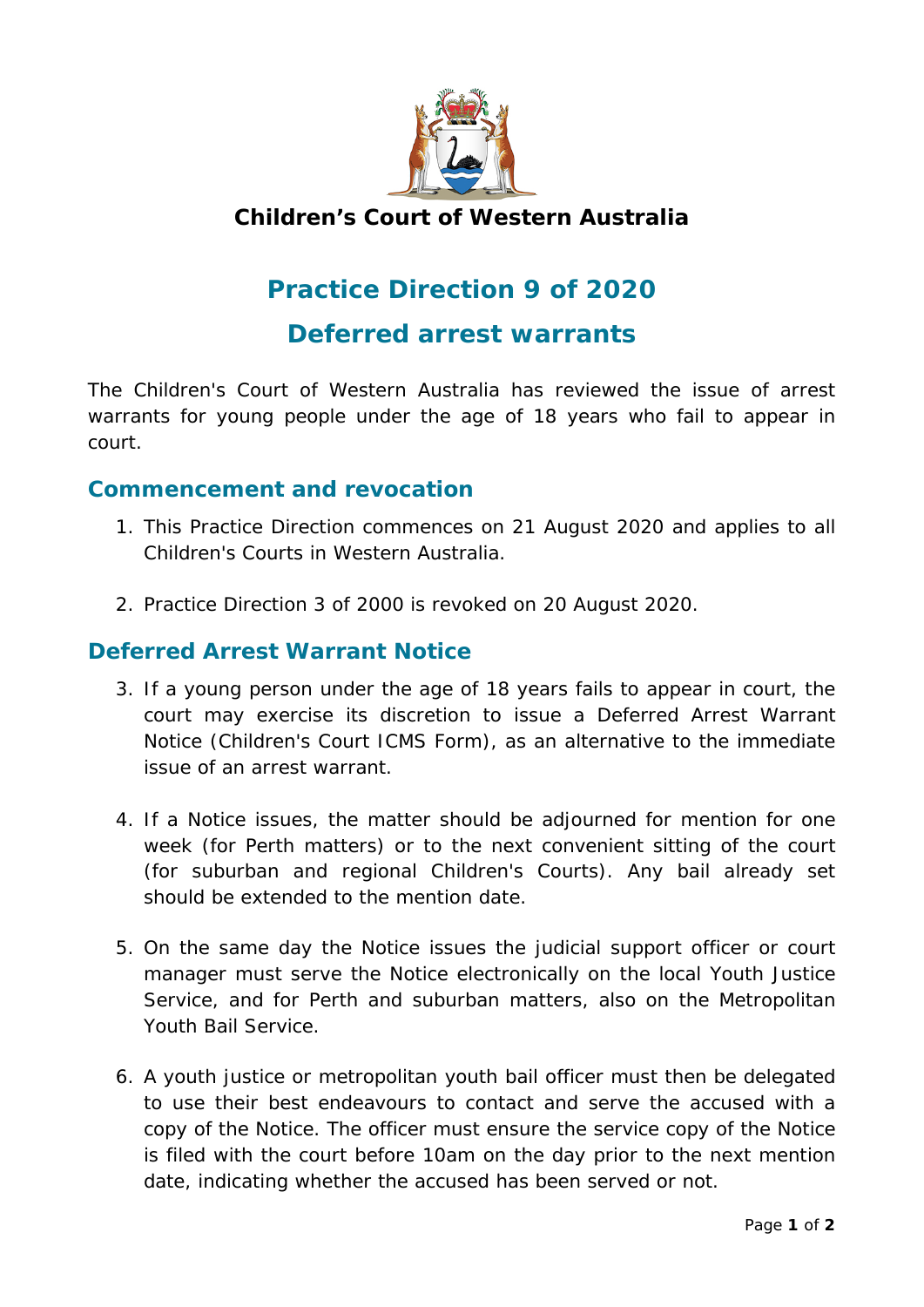**Children's Court of Western Australia**

# Practice Direction 9 of 2020

# Deferred arrest warrants

The Children's Court of Western Australia has reviewed the issue of arrest warrants for young people under the age of 18 years who fail to appear in court.

## Commencement and revocation

1. This Practice Direction commences on 21 August 2020 and applies to all Children's Courts in Western Australia.

2. Practice Direction 3 of 2000 is revoked on 20 August 2020.

## Deferred Arrest Warrant Notice

3. If a young person under the age of 18 years fails to appear in court, the court may exercise its discretion to issue a Deferred Arrest Warrant Notice (Children's Court ICMS Form), as an alternative to the immediate issue of an arrest warrant.

4. If a Notice issues, the matter should be adjourned for mention for one week (for Perth matters) or to the next convenient sitting of the court (for suburban and regional Children's Courts). Any bail already set should be extended to the mention date.

5. On the same day the Notice issues the judicial support officer or court manager must serve the Notice electronically on the local Youth Justice Service, and for Perth and suburban matters, also on the Metropolitan Youth Bail Service.

6. A youth justice or metropolitan youth bail officer must then be delegated to use their best endeavours to contact and serve the accused with a copy of the Notice. The officer must ensure the service copy of the Notice is filed with the court before 10am on the day prior to the next mention date, indicating whether the accused has been served or not.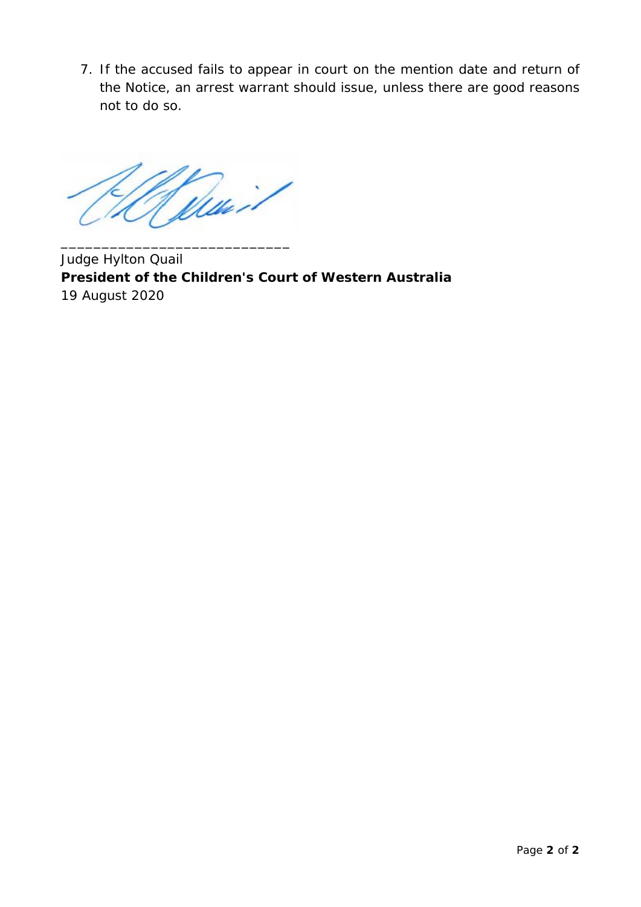7. If the accused fails to appear in court on the mention date and return of the Notice, an arrest warrant should issue, unless there are good reasons not to do so.

___________________________

Judge Hylton Quail
**President of the Children's Court of Western Australia**
19 August 2020